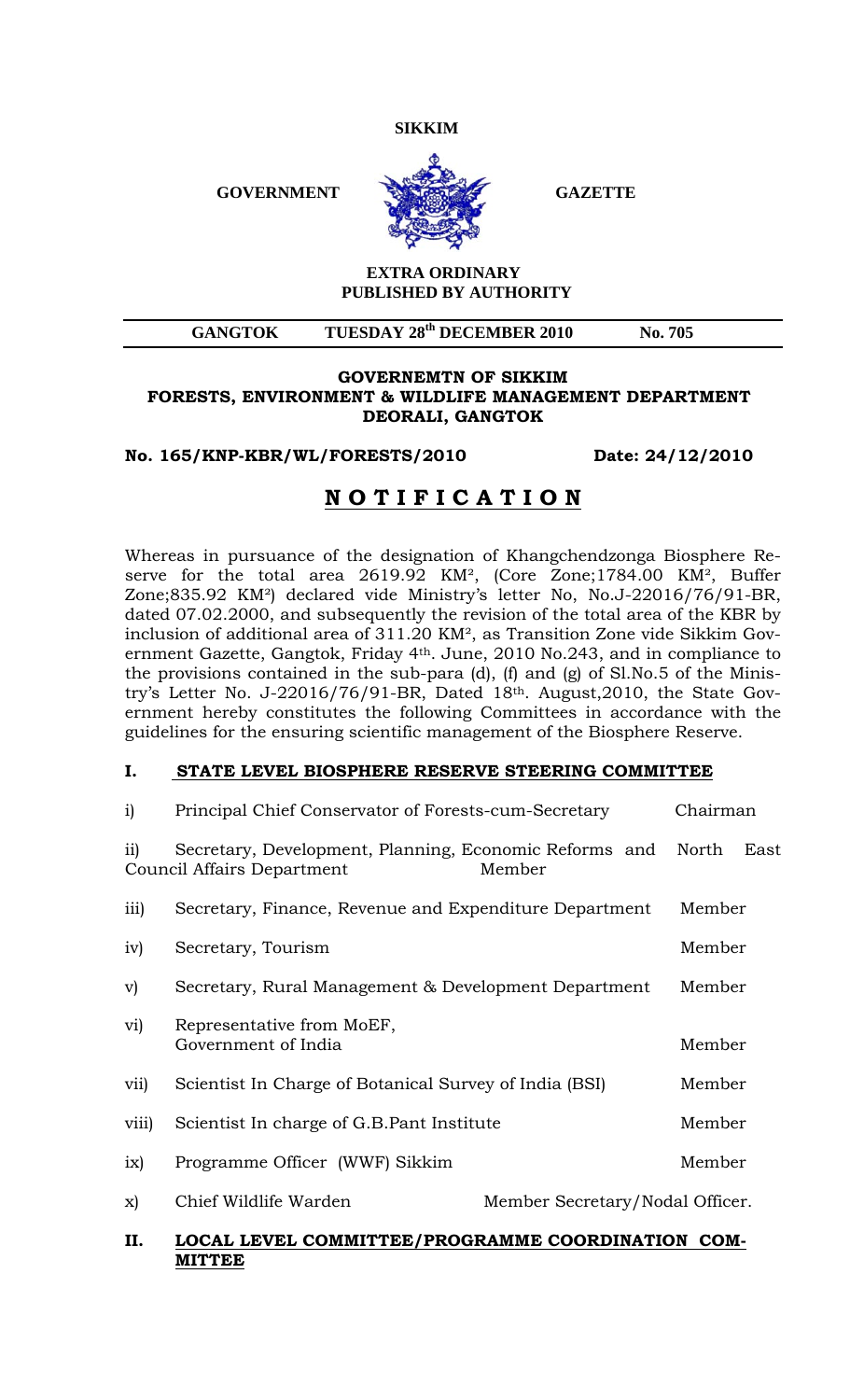**SIKKIM**

**GOVERNMENT** **GAZETTE**

**EXTRA ORDINARY**
**PUBLISHED BY AUTHORITY**

| GANGTOK | TUESDAY 28th DECEMBER 2010 | No. 705 |
|---|---|---|

**GOVERNEMTN OF SIKKIM**
**FORESTS, ENVIRONMENT & WILDLIFE MANAGEMENT DEPARTMENT**
**DEORALI, GANGTOK**

**No. 165/KNP-KBR/WL/FORESTS/2010** **Date: 24/12/2010**

# NOTIFICATION

Whereas in pursuance of the designation of Khangchendzonga Biosphere Reserve for the total area 2619.92 $KM^2$, (Core Zone;1784.00 $KM^2$, Buffer Zone;835.92 $KM^2$) declared vide Ministry's letter No, No.J-22016/76/91-BR, dated 07.02.2000, and subsequently the revision of the total area of the KBR by inclusion of additional area of 311.20 $KM^2$, as Transition Zone vide Sikkim Government Gazette, Gangtok, Friday 4th. June, 2010 No.243, and in compliance to the provisions contained in the sub-para (d), (f) and (g) of Sl.No.5 of the Ministry's Letter No. J-22016/76/91-BR, Dated 18th. August,2010, the State Government hereby constitutes the following Committees in accordance with the guidelines for the ensuring scientific management of the Biosphere Reserve.

## I. STATE LEVEL BIOSPHERE RESERVE STEERING COMMITTEE

| | | |
|---|---|---|
| i) | Principal Chief Conservator of Forests-cum-Secretary | Chairman |
| ii) | Secretary, Development, Planning, Economic Reforms and North East Council Affairs Department | Member |
| iii) | Secretary, Finance, Revenue and Expenditure Department | Member |
| iv) | Secretary, Tourism | Member |
| v) | Secretary, Rural Management & Development Department | Member |
| vi) | Representative from MoEF, Government of India | Member |
| vii) | Scientist In Charge of Botanical Survey of India (BSI) | Member |
| viii) | Scientist In charge of G.B.Pant Institute | Member |
| ix) | Programme Officer (WWF) Sikkim | Member |
| x) | Chief Wildlife Warden | Member Secretary/Nodal Officer. |

## II. LOCAL LEVEL COMMITTEE/PROGRAMME COORDINATION COMMITEE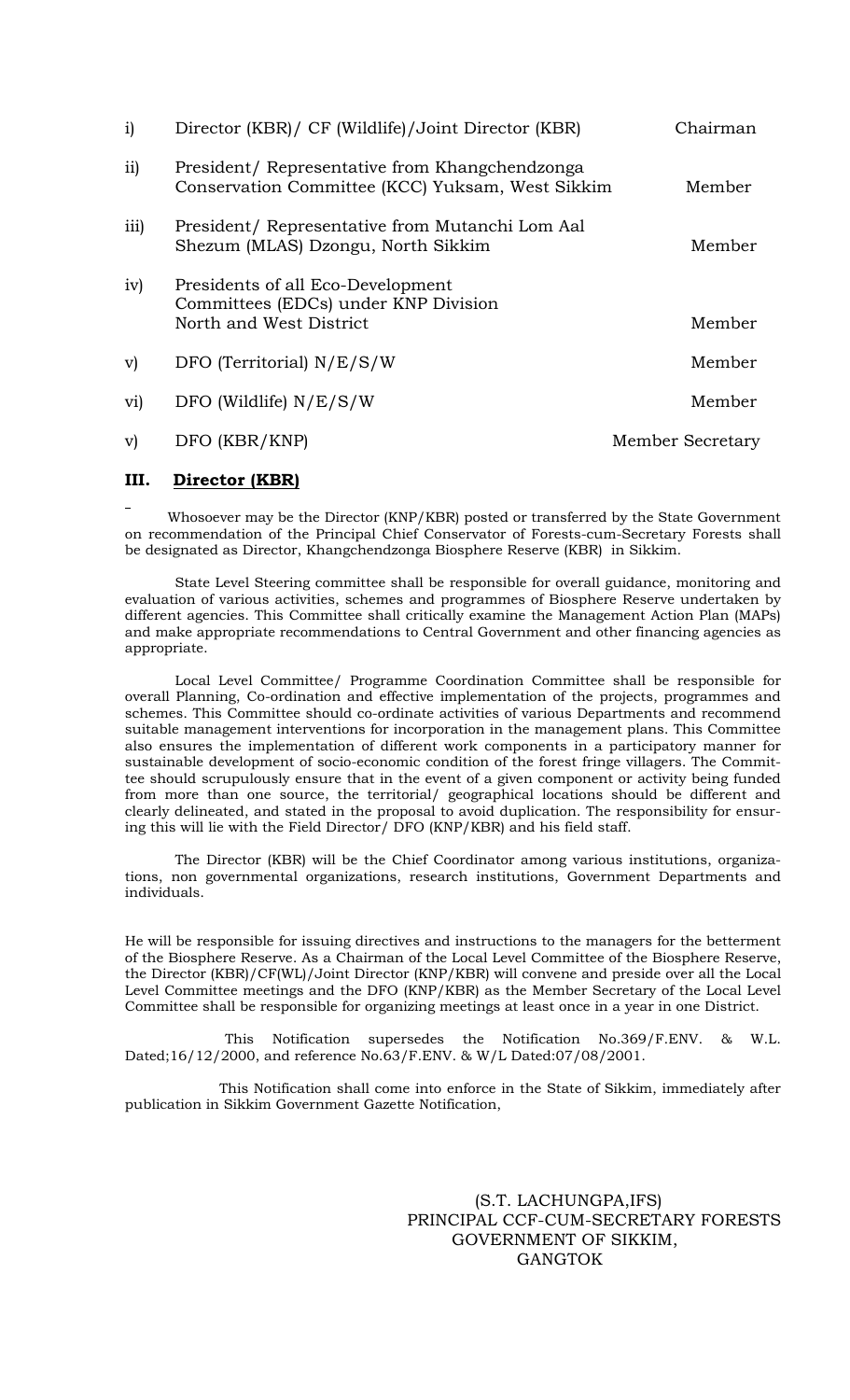| | | |
|---|---|---|
| i) | Director (KBR)/ CF (Wildlife)/Joint Director (KBR) | Chairman |
| ii) | President/ Representative from Khangchendzonga Conservation Committee (KCC) Yuksam, West Sikkim | Member |
| iii) | President/ Representative from Mutanchi Lom Aal Shezum (MLAS) Dzongu, North Sikkim | Member |
| iv) | Presidents of all Eco-Development Committees (EDCs) under KNP Division North and West District | Member |
| v) | DFO (Territorial) N/E/S/W | Member |
| vi) | DFO (Wildlife) N/E/S/W | Member |
| v) | DFO (KBR/KNP) | Member Secretary |

## III. Director (KBR)

Whosoever may be the Director (KNP/KBR) posted or transferred by the State Government on recommendation of the Principal Chief Conservator of Forests-cum-Secretary Forests shall be designated as Director, Khangchendzonga Biosphere Reserve (KBR) in Sikkim.

State Level Steering committee shall be responsible for overall guidance, monitoring and evaluation of various activities, schemes and programmes of Biosphere Reserve undertaken by different agencies. This Committee shall critically examine the Management Action Plan (MAPs) and make appropriate recommendations to Central Government and other financing agencies as appropriate.

Local Level Committee/ Programme Coordination Committee shall be responsible for overall Planning, Co-ordination and effective implementation of the projects, programmes and schemes. This Committee should co-ordinate activities of various Departments and recommend suitable management interventions for incorporation in the management plans. This Committee also ensures the implementation of different work components in a participatory manner for sustainable development of socio-economic condition of the forest fringe villagers. The Committee should scrupulously ensure that in the event of a given component or activity being funded from more than one source, the territorial/ geographical locations should be different and clearly delineated, and stated in the proposal to avoid duplication. The responsibility for ensuring this will lie with the Field Director/ DFO (KNP/KBR) and his field staff.

The Director (KBR) will be the Chief Coordinator among various institutions, organizations, non governmental organizations, research institutions, Government Departments and individuals.

He will be responsible for issuing directives and instructions to the managers for the betterment of the Biosphere Reserve. As a Chairman of the Local Level Committee of the Biosphere Reserve, the Director (KBR)/CF(WL)/Joint Director (KNP/KBR) will convene and preside over all the Local Level Committee meetings and the DFO (KNP/KBR) as the Member Secretary of the Local Level Committee shall be responsible for organizing meetings at least once in a year in one District.

This Notification supersedes the Notification No.369/F.ENV. & W.L. Dated;16/12/2000, and reference No.63/F.ENV. & W/L Dated:07/08/2001.

This Notification shall come into enforce in the State of Sikkim, immediately after publication in Sikkim Government Gazette Notification,

(S.T. LACHUNGPA,IFS)
PRINCIPAL CCF-CUM-SECRETARY FORESTS
GOVERNMENT OF SIKKIM,
GANGTOK